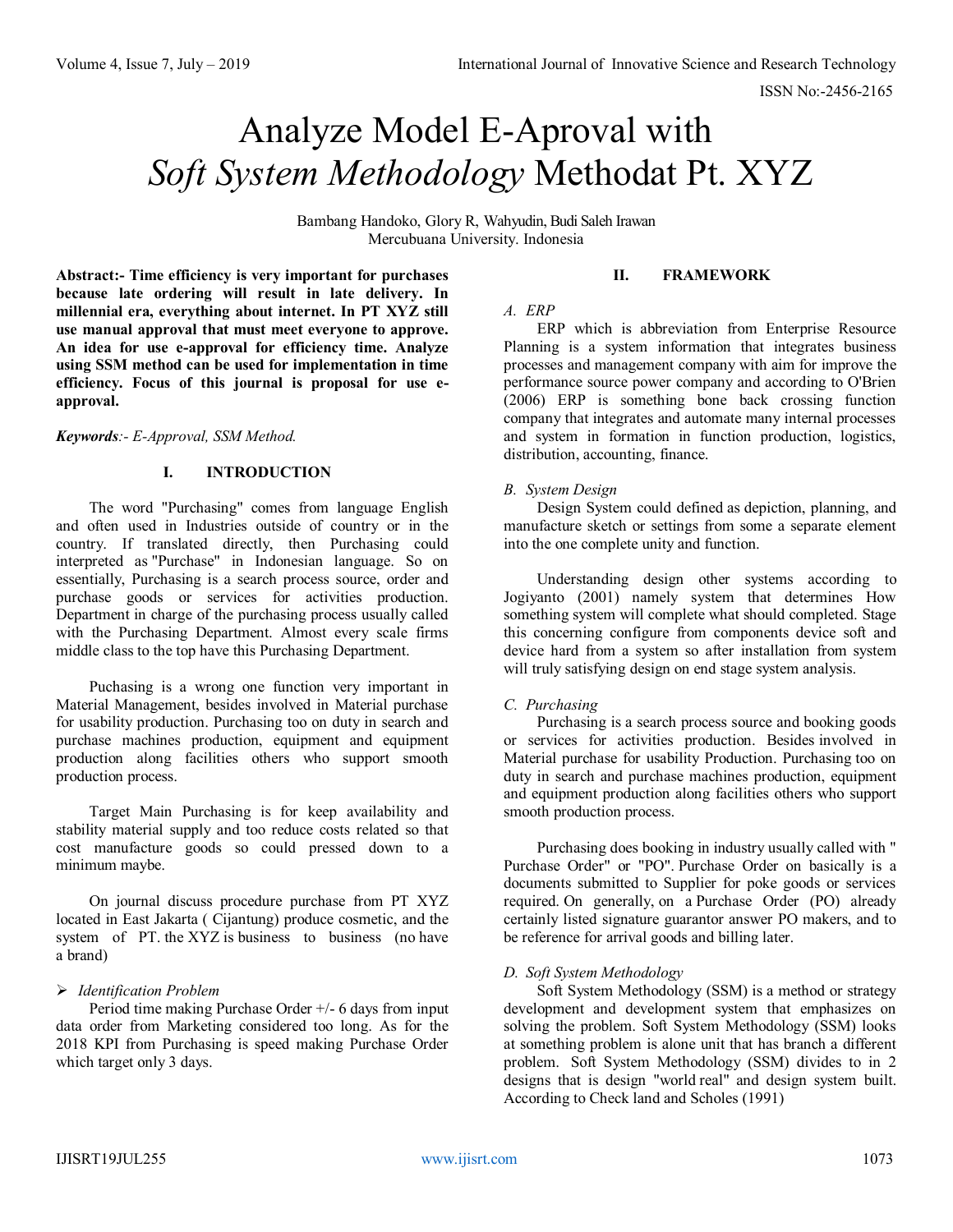# Analyze Model E-Aproval with *Soft System Methodology* Methodat Pt. XYZ

Bambang Handoko, Glory R, Wahyudin, Budi Saleh Irawan
Mercubuana University. Indonesia

**Abstract:- Time efficiency is very important for purchases because late ordering will result in late delivery. In millennial era, everything about internet. In PT XYZ still use manual approval that must meet everyone to approve. An idea for use e-approval for efficiency time. Analyze using SSM method can be used for implementation in time efficiency. Focus of this journal is proposal for use e-approval.**

***Keywords**:- E-Approval, SSM Method.*

## I. INTRODUCTION

The word "Purchasing" comes from language English and often used in Industries outside of country or in the country. If translated directly, then Purchasing could interpreted as "Purchase" in Indonesian language. So on essentially, Purchasing is a search process source, order and purchase goods or services for activities production. Department in charge of the purchasing process usually called with the Purchasing Department. Almost every scale firms middle class to the top have this Purchasing Department.

Puchasing is a wrong one function very important in Material Management, besides involved in Material purchase for usability production. Purchasing too on duty in search and purchase machines production, equipment and equipment production along facilities others who support smooth production process.

Target Main Purchasing is for keep availability and stability material supply and too reduce costs related so that cost manufacture goods so could pressed down to a minimum maybe.

On journal discuss procedure purchase from PT XYZ located in East Jakarta ( Cijantung) produce cosmetic, and the system of PT. the XYZ is business to business (no have a brand)

- *Identification Problem*

Period time making Purchase Order +/- 6 days from input data order from Marketing considered too long. As for the 2018 KPI from Purchasing is speed making Purchase Order which target only 3 days.

## II. FRAMEWORK

### *A. ERP*

ERP which is abbreviation from Enterprise Resource Planning is a system information that integrates business processes and management company with aim for improve the performance source power company and according to O'Brien (2006) ERP is something bone back crossing function company that integrates and automate many internal processes and system in formation in function production, logistics, distribution, accounting, finance.

### *B. System Design*

Design System could defined as depiction, planning, and manufacture sketch or settings from some a separate element into the one complete unity and function.

Understanding design other systems according to Jogiyanto (2001) namely system that determines How something system will complete what should completed. Stage this concerning configure from components device soft and device hard from a system so after installation from system will truly satisfying design on end stage system analysis.

### *C. Purchasing*

Purchasing is a search process source and booking goods or services for activities production. Besides involved in Material purchase for usability Production. Purchasing too on duty in search and purchase machines production, equipment and equipment production along facilities others who support smooth production process.

Purchasing does booking in industry usually called with " Purchase Order" or "PO". Purchase Order on basically is a documents submitted to Supplier for poke goods or services required. On generally, on a Purchase Order (PO) already certainly listed signature guarantor answer PO makers, and to be reference for arrival goods and billing later.

### *D. Soft System Methodology*

Soft System Methodology (SSM) is a method or strategy development and development system that emphasizes on solving the problem. Soft System Methodology (SSM) looks at something problem is alone unit that has branch a different problem. Soft System Methodology (SSM) divides to in 2 designs that is design "world real" and design system built. According to Check land and Scholes (1991)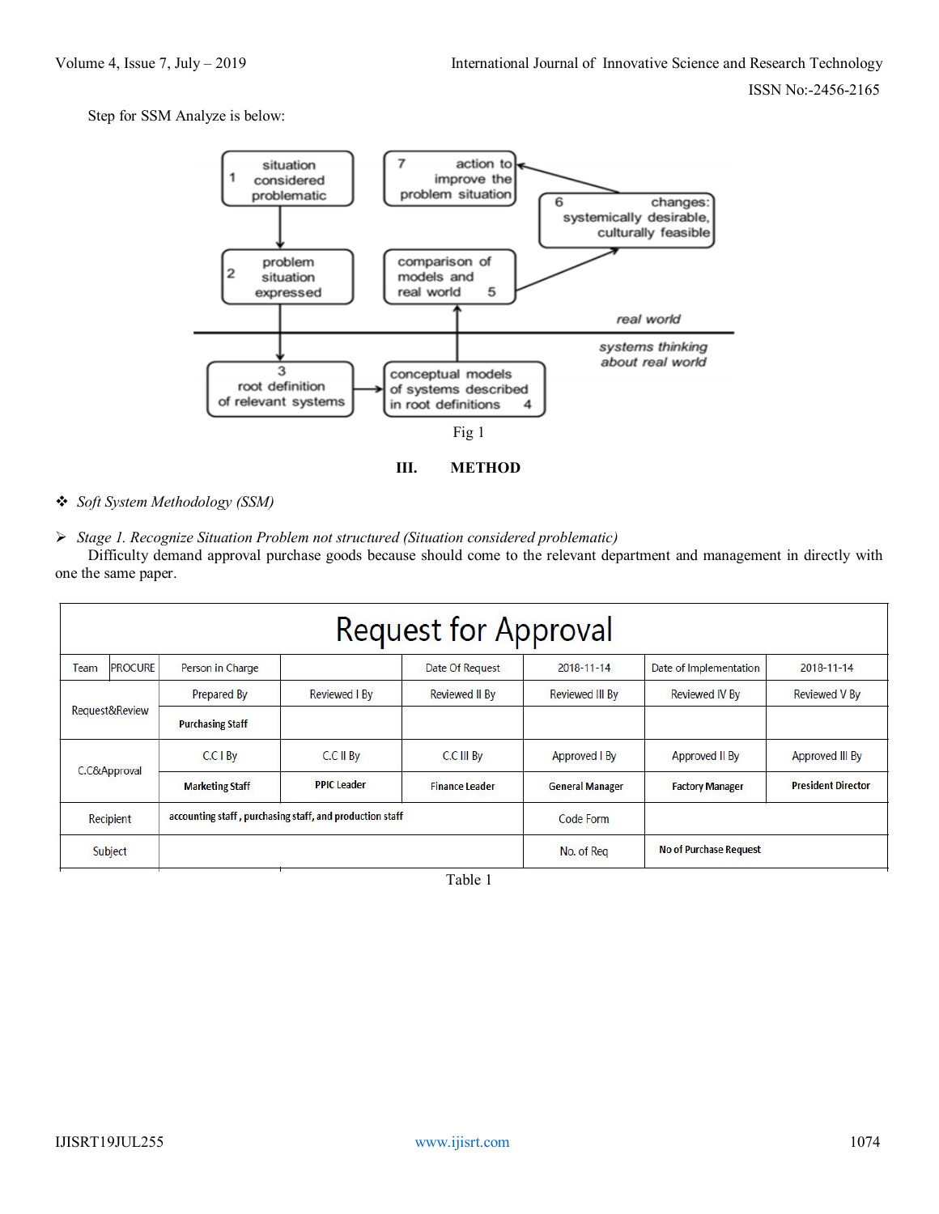Step for SSM Analyze is below:

Fig 1

## III. METHOD

❖ *Soft System Methodology (SSM)*

➢ *Stage 1. Recognize Situation Problem not structured (Situation considered problematic)*

Difficulty demand approval purchase goods because should come to the relevant department and management in directly with one the same paper.

| Request for Approval | | | | | | | |
|---|---|---|---|---|---|---|---|
| Team | PROCURE | Person in Charge | | Date Of Request | 2018-11-14 | Date of Implementation | 2018-11-14 |
| Request&Review | | Prepared By | Reviewed I By | Reviewed II By | Reviewed III By | Reviewed IV By | Reviewed V By |
| | | **Purchasing Staff** | | | | | |
| C.C&Approval | | C.C I By | C.C II By | C.C III By | Approved I By | Approved II By | Approved III By |
| | | **Marketing Staff** | **PPIC Leader** | **Finance Leader** | **General Manager** | **Factory Manager** | **President Director** |
| Recipient | | **accounting staff , purchasing staff, and production staff** | | | Code Form | | |
| Subject | | | | | No. of Req | **No of Purchase Request** | |

Table 1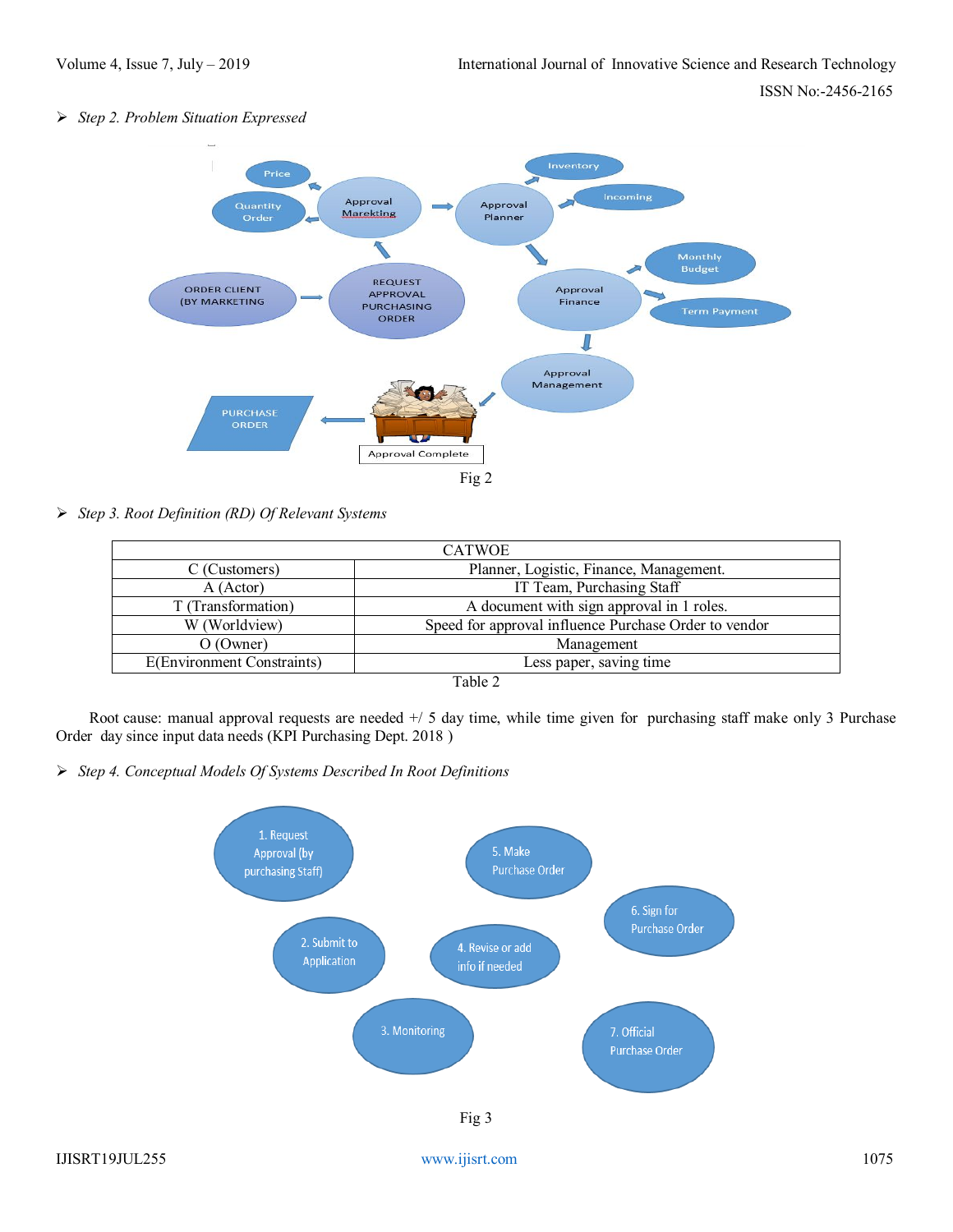- *Step 2. Problem Situation Expressed*

Fig 2

- *Step 3. Root Definition (RD) Of Relevant Systems*

| CATWOE | |
|---|---|
| C (Customers) | Planner, Logistic, Finance, Management. |
| A (Actor) | IT Team, Purchasing Staff |
| T (Transformation) | A document with sign approval in 1 roles. |
| W (Worldview) | Speed for approval influence Purchase Order to vendor |
| O (Owner) | Management |
| E(Environment Constraints) | Less paper, saving time |

Table 2

Root cause: manual approval requests are needed +/ 5 day time, while time given for purchasing staff make only 3 Purchase Order day since input data needs (KPI Purchasing Dept. 2018 )

- *Step 4. Conceptual Models Of Systems Described In Root Definitions*

Fig 3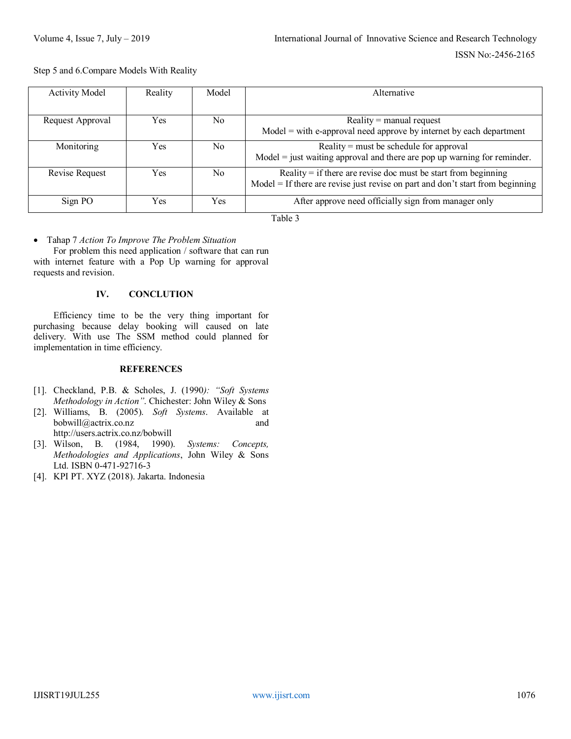Step 5 and 6.Compare Models With Reality

| Activity Model | Reality | Model | Alternative |
|---|---|---|---|
| Request Approval | Yes | No | Reality = manual request<br>Model = with e-approval need approve by internet by each department |
| Monitoring | Yes | No | Reality = must be schedule for approval<br>Model = just waiting approval and there are pop up warning for reminder. |
| Revise Request | Yes | No | Reality = if there are revise doc must be start from beginning<br>Model = If there are revise just revise on part and don't start from beginning |
| Sign PO | Yes | Yes | After approve need officially sign from manager only |

Table 3

- Tahap 7 *Action To Improve The Problem Situation*

For problem this need application / software that can run with internet feature with a Pop Up warning for approval requests and revision.

## IV. CONCLUTION

Efficiency time to be the very thing important for purchasing because delay booking will caused on late delivery. With use The SSM method could planned for implementation in time efficiency.

## REFERENCES

[1]. Checkland, P.B. & Scholes, J. (1990*): "Soft Systems Methodology in Action"*. Chichester: John Wiley & Sons

[2]. Williams, B. (2005). *Soft Systems*. Available at bobwill@actrix.co.nz and http://users.actrix.co.nz/bobwill

[3]. Wilson, B. (1984, 1990). *Systems: Concepts, Methodologies and Applications*, John Wiley & Sons Ltd. ISBN 0-471-92716-3

[4]. KPI PT. XYZ (2018). Jakarta. Indonesia